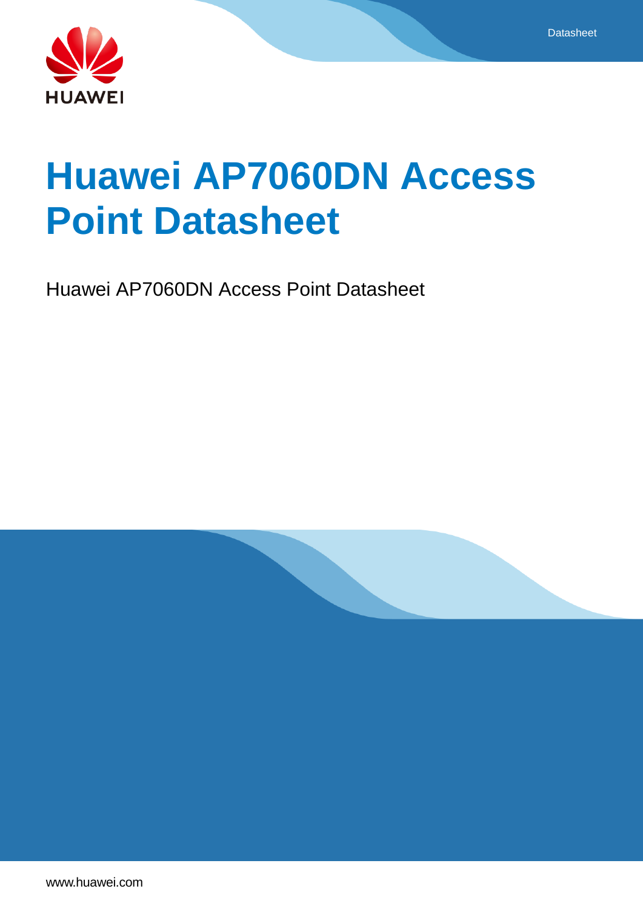# Huawei AP7060DN Access Point Datasheet

Huawei AP7060DN Access Point Datasheet

www.huawei.com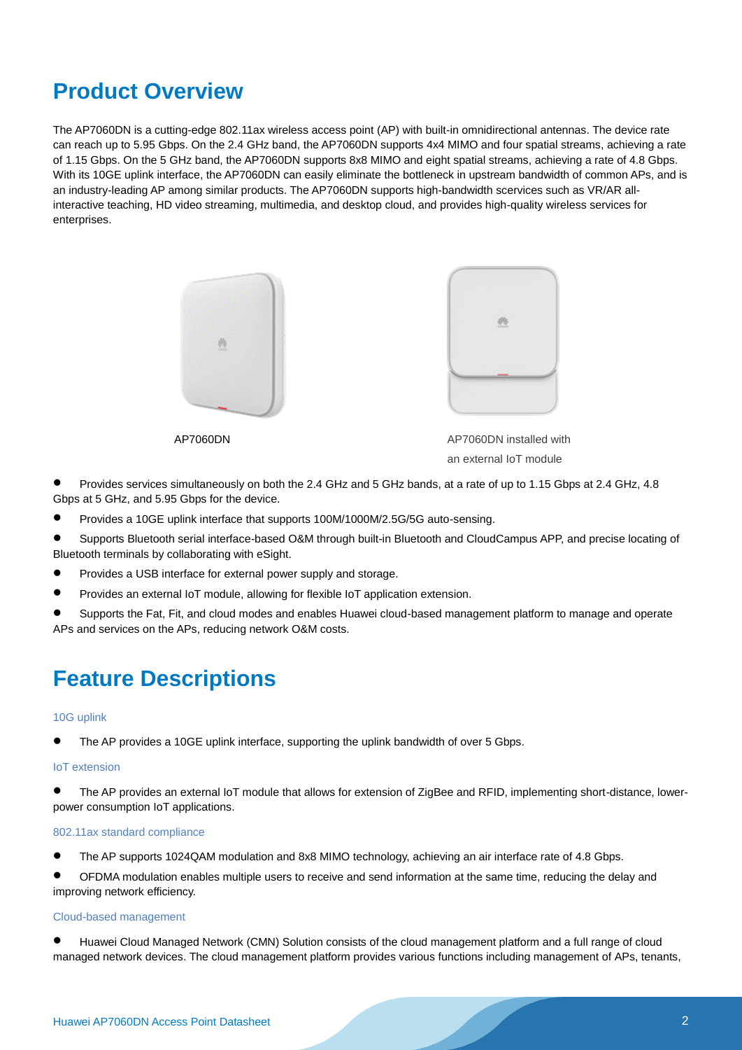# Product Overview

The AP7060DN is a cutting-edge 802.11ax wireless access point (AP) with built-in omnidirectional antennas. The device rate can reach up to 5.95 Gbps. On the 2.4 GHz band, the AP7060DN supports 4x4 MIMO and four spatial streams, achieving a rate of 1.15 Gbps. On the 5 GHz band, the AP7060DN supports 8x8 MIMO and eight spatial streams, achieving a rate of 4.8 Gbps. With its 10GE uplink interface, the AP7060DN can easily eliminate the bottleneck in upstream bandwidth of common APs, and is an industry-leading AP among similar products. The AP7060DN supports high-bandwidth scervices such as VR/AR all-interactive teaching, HD video streaming, multimedia, and desktop cloud, and provides high-quality wireless services for enterprises.

AP7060DN

AP7060DN installed with an external IoT module

- Provides services simultaneously on both the 2.4 GHz and 5 GHz bands, at a rate of up to 1.15 Gbps at 2.4 GHz, 4.8 Gbps at 5 GHz, and 5.95 Gbps for the device.
- Provides a 10GE uplink interface that supports 100M/1000M/2.5G/5G auto-sensing.
- Supports Bluetooth serial interface-based O&M through built-in Bluetooth and CloudCampus APP, and precise locating of Bluetooth terminals by collaborating with eSight.
- Provides a USB interface for external power supply and storage.
- Provides an external IoT module, allowing for flexible IoT application extension.
- Supports the Fat, Fit, and cloud modes and enables Huawei cloud-based management platform to manage and operate APs and services on the APs, reducing network O&M costs.

# Feature Descriptions

### 10G uplink

- The AP provides a 10GE uplink interface, supporting the uplink bandwidth of over 5 Gbps.

### IoT extension

- The AP provides an external IoT module that allows for extension of ZigBee and RFID, implementing short-distance, lower-power consumption IoT applications.

### 802.11ax standard compliance

- The AP supports 1024QAM modulation and 8x8 MIMO technology, achieving an air interface rate of 4.8 Gbps.
- OFDMA modulation enables multiple users to receive and send information at the same time, reducing the delay and improving network efficiency.

### Cloud-based management

- Huawei Cloud Managed Network (CMN) Solution consists of the cloud management platform and a full range of cloud managed network devices. The cloud management platform provides various functions including management of APs, tenants,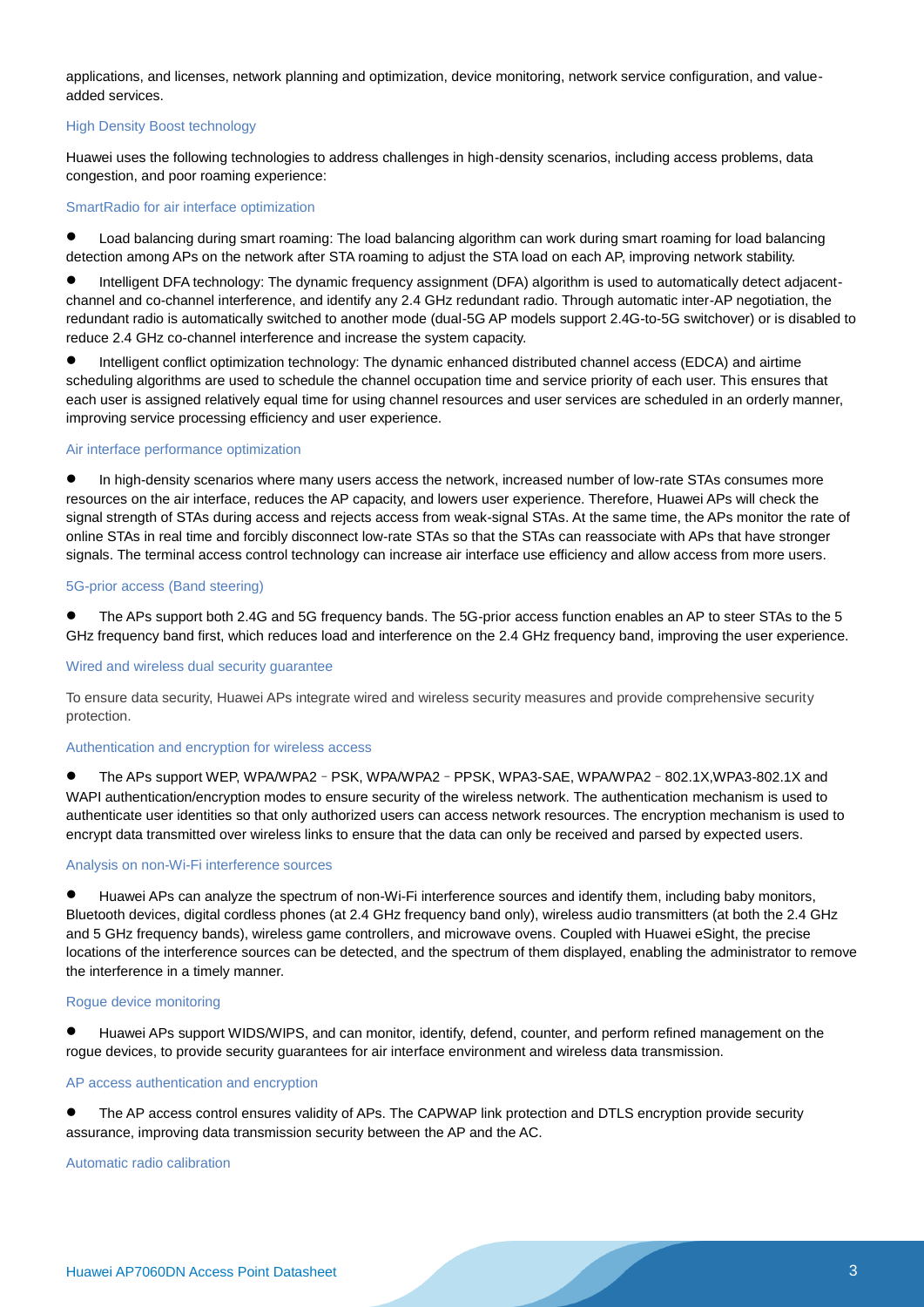applications, and licenses, network planning and optimization, device monitoring, network service configuration, and value-added services.

### High Density Boost technology

Huawei uses the following technologies to address challenges in high-density scenarios, including access problems, data congestion, and poor roaming experience:

#### SmartRadio for air interface optimization

- Load balancing during smart roaming: The load balancing algorithm can work during smart roaming for load balancing detection among APs on the network after STA roaming to adjust the STA load on each AP, improving network stability.
- Intelligent DFA technology: The dynamic frequency assignment (DFA) algorithm is used to automatically detect adjacent-channel and co-channel interference, and identify any 2.4 GHz redundant radio. Through automatic inter-AP negotiation, the redundant radio is automatically switched to another mode (dual-5G AP models support 2.4G-to-5G switchover) or is disabled to reduce 2.4 GHz co-channel interference and increase the system capacity.
- Intelligent conflict optimization technology: The dynamic enhanced distributed channel access (EDCA) and airtime scheduling algorithms are used to schedule the channel occupation time and service priority of each user. This ensures that each user is assigned relatively equal time for using channel resources and user services are scheduled in an orderly manner, improving service processing efficiency and user experience.

#### Air interface performance optimization

- In high-density scenarios where many users access the network, increased number of low-rate STAs consumes more resources on the air interface, reduces the AP capacity, and lowers user experience. Therefore, Huawei APs will check the signal strength of STAs during access and rejects access from weak-signal STAs. At the same time, the APs monitor the rate of online STAs in real time and forcibly disconnect low-rate STAs so that the STAs can reassociate with APs that have stronger signals. The terminal access control technology can increase air interface use efficiency and allow access from more users.

#### 5G-prior access (Band steering)

- The APs support both 2.4G and 5G frequency bands. The 5G-prior access function enables an AP to steer STAs to the 5 GHz frequency band first, which reduces load and interference on the 2.4 GHz frequency band, improving the user experience.

### Wired and wireless dual security guarantee

To ensure data security, Huawei APs integrate wired and wireless security measures and provide comprehensive security protection.

#### Authentication and encryption for wireless access

- The APs support WEP, WPA/WPA2–PSK, WPA/WPA2–PPSK, WPA3-SAE, WPA/WPA2–802.1X,WPA3-802.1X and WAPI authentication/encryption modes to ensure security of the wireless network. The authentication mechanism is used to authenticate user identities so that only authorized users can access network resources. The encryption mechanism is used to encrypt data transmitted over wireless links to ensure that the data can only be received and parsed by expected users.

#### Analysis on non-Wi-Fi interference sources

- Huawei APs can analyze the spectrum of non-Wi-Fi interference sources and identify them, including baby monitors, Bluetooth devices, digital cordless phones (at 2.4 GHz frequency band only), wireless audio transmitters (at both the 2.4 GHz and 5 GHz frequency bands), wireless game controllers, and microwave ovens. Coupled with Huawei eSight, the precise locations of the interference sources can be detected, and the spectrum of them displayed, enabling the administrator to remove the interference in a timely manner.

#### Rogue device monitoring

- Huawei APs support WIDS/WIPS, and can monitor, identify, defend, counter, and perform refined management on the rogue devices, to provide security guarantees for air interface environment and wireless data transmission.

#### AP access authentication and encryption

- The AP access control ensures validity of APs. The CAPWAP link protection and DTLS encryption provide security assurance, improving data transmission security between the AP and the AC.

### Automatic radio calibration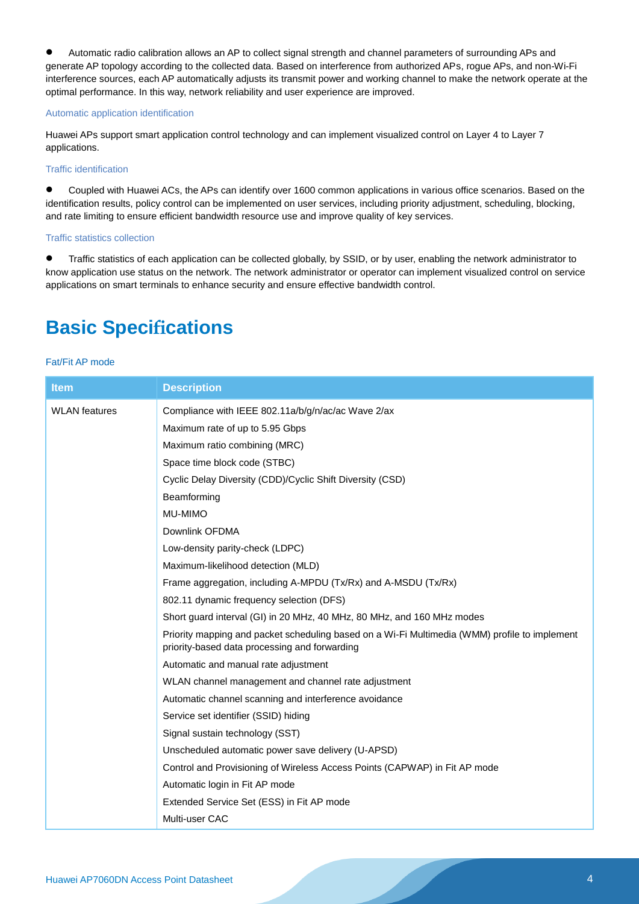- Automatic radio calibration allows an AP to collect signal strength and channel parameters of surrounding APs and generate AP topology according to the collected data. Based on interference from authorized APs, rogue APs, and non-Wi-Fi interference sources, each AP automatically adjusts its transmit power and working channel to make the network operate at the optimal performance. In this way, network reliability and user experience are improved.

### Automatic application identification

Huawei APs support smart application control technology and can implement visualized control on Layer 4 to Layer 7 applications.

### Traffic identification

- Coupled with Huawei ACs, the APs can identify over 1600 common applications in various office scenarios. Based on the identification results, policy control can be implemented on user services, including priority adjustment, scheduling, blocking, and rate limiting to ensure efficient bandwidth resource use and improve quality of key services.

### Traffic statistics collection

- Traffic statistics of each application can be collected globally, by SSID, or by user, enabling the network administrator to know application use status on the network. The network administrator or operator can implement visualized control on service applications on smart terminals to enhance security and ensure effective bandwidth control.

# Basic Specifications

### Fat/Fit AP mode

| Item | Description |
| --- | --- |
| WLAN features | Compliance with IEEE 802.11a/b/g/n/ac/ac Wave 2/ax |
| | Maximum rate of up to 5.95 Gbps |
| | Maximum ratio combining (MRC) |
| | Space time block code (STBC) |
| | Cyclic Delay Diversity (CDD)/Cyclic Shift Diversity (CSD) |
| | Beamforming |
| | MU-MIMO |
| | Downlink OFDMA |
| | Low-density parity-check (LDPC) |
| | Maximum-likelihood detection (MLD) |
| | Frame aggregation, including A-MPDU (Tx/Rx) and A-MSDU (Tx/Rx) |
| | 802.11 dynamic frequency selection (DFS) |
| | Short guard interval (GI) in 20 MHz, 40 MHz, 80 MHz, and 160 MHz modes |
| | Priority mapping and packet scheduling based on a Wi-Fi Multimedia (WMM) profile to implement priority-based data processing and forwarding |
| | Automatic and manual rate adjustment |
| | WLAN channel management and channel rate adjustment |
| | Automatic channel scanning and interference avoidance |
| | Service set identifier (SSID) hiding |
| | Signal sustain technology (SST) |
| | Unscheduled automatic power save delivery (U-APSD) |
| | Control and Provisioning of Wireless Access Points (CAPWAP) in Fit AP mode |
| | Automatic login in Fit AP mode |
| | Extended Service Set (ESS) in Fit AP mode |
| | Multi-user CAC |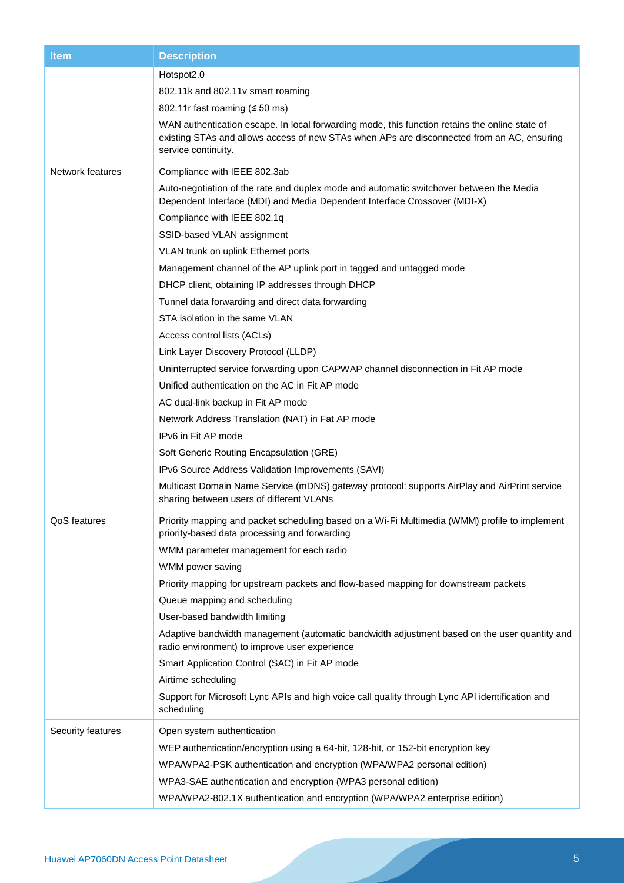| Item | Description |
| --- | --- |
| | Hotspot2.0<br>802.11k and 802.11v smart roaming<br>802.11r fast roaming (≤ 50 ms)<br>WAN authentication escape. In local forwarding mode, this function retains the online state of existing STAs and allows access of new STAs when APs are disconnected from an AC, ensuring service continuity. |
| Network features | Compliance with IEEE 802.3ab<br>Auto-negotiation of the rate and duplex mode and automatic switchover between the Media Dependent Interface (MDI) and Media Dependent Interface Crossover (MDI-X)<br>Compliance with IEEE 802.1q<br>SSID-based VLAN assignment<br>VLAN trunk on uplink Ethernet ports<br>Management channel of the AP uplink port in tagged and untagged mode<br>DHCP client, obtaining IP addresses through DHCP<br>Tunnel data forwarding and direct data forwarding<br>STA isolation in the same VLAN<br>Access control lists (ACLs)<br>Link Layer Discovery Protocol (LLDP)<br>Uninterrupted service forwarding upon CAPWAP channel disconnection in Fit AP mode<br>Unified authentication on the AC in Fit AP mode<br>AC dual-link backup in Fit AP mode<br>Network Address Translation (NAT) in Fat AP mode<br>IPv6 in Fit AP mode<br>Soft Generic Routing Encapsulation (GRE)<br>IPv6 Source Address Validation Improvements (SAVI)<br>Multicast Domain Name Service (mDNS) gateway protocol: supports AirPlay and AirPrint service sharing between users of different VLANs |
| QoS features | Priority mapping and packet scheduling based on a Wi-Fi Multimedia (WMM) profile to implement priority-based data processing and forwarding<br>WMM parameter management for each radio<br>WMM power saving<br>Priority mapping for upstream packets and flow-based mapping for downstream packets<br>Queue mapping and scheduling<br>User-based bandwidth limiting<br>Adaptive bandwidth management (automatic bandwidth adjustment based on the user quantity and radio environment) to improve user experience<br>Smart Application Control (SAC) in Fit AP mode<br>Airtime scheduling<br>Support for Microsoft Lync APIs and high voice call quality through Lync API identification and scheduling |
| Security features | Open system authentication<br>WEP authentication/encryption using a 64-bit, 128-bit, or 152-bit encryption key<br>WPA/WPA2-PSK authentication and encryption (WPA/WPA2 personal edition)<br>WPA3-SAE authentication and encryption (WPA3 personal edition)<br>WPA/WPA2-802.1X authentication and encryption (WPA/WPA2 enterprise edition) |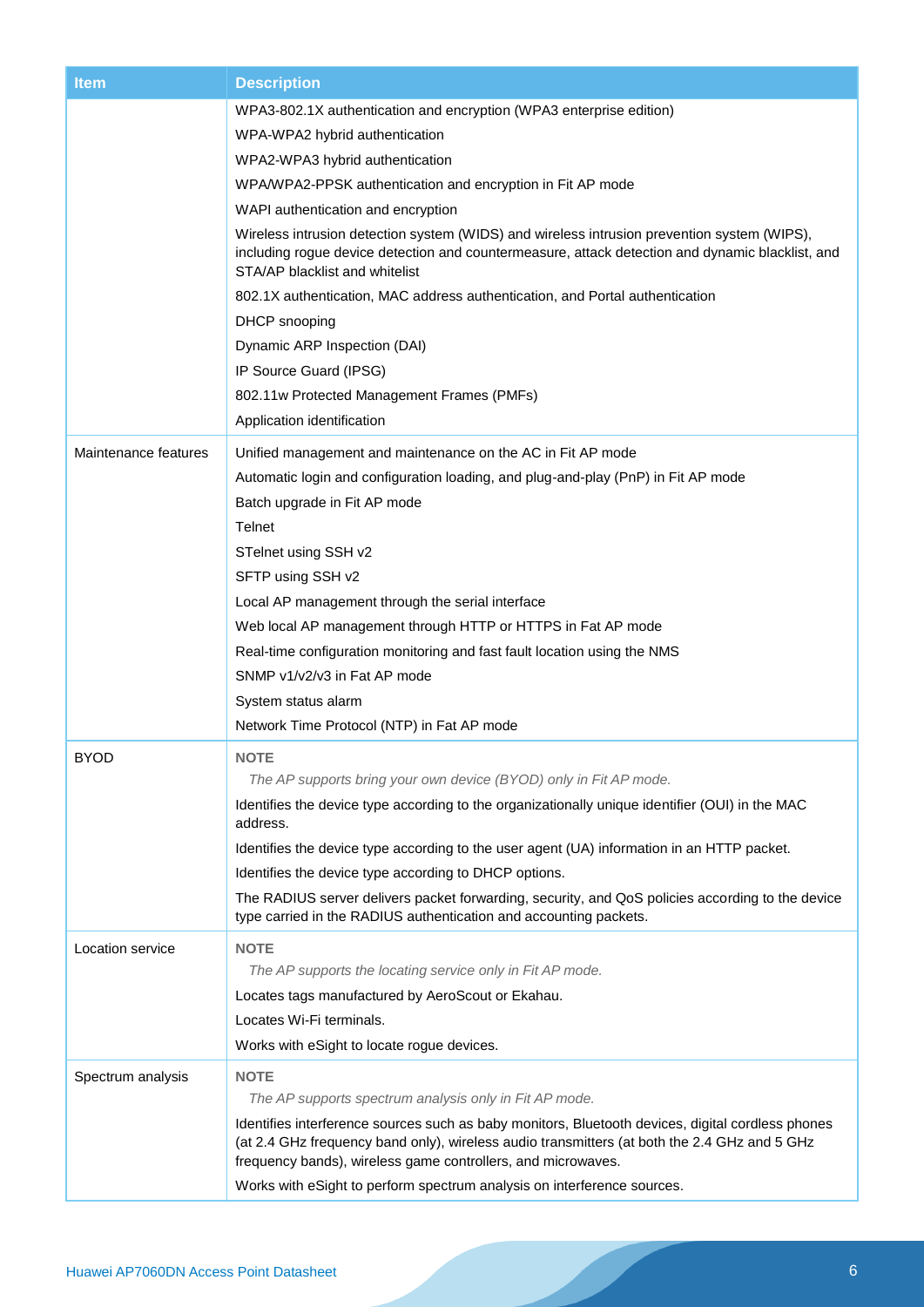| Item | Description |
|---|---|
| | WPA3-802.1X authentication and encryption (WPA3 enterprise edition)<br>WPA-WPA2 hybrid authentication<br>WPA2-WPA3 hybrid authentication<br>WPA/WPA2-PPSK authentication and encryption in Fit AP mode<br>WAPI authentication and encryption<br>Wireless intrusion detection system (WIDS) and wireless intrusion prevention system (WIPS), including rogue device detection and countermeasure, attack detection and dynamic blacklist, and STA/AP blacklist and whitelist<br>802.1X authentication, MAC address authentication, and Portal authentication<br>DHCP snooping<br>Dynamic ARP Inspection (DAI)<br>IP Source Guard (IPSG)<br>802.11w Protected Management Frames (PMFs)<br>Application identification |
| Maintenance features | Unified management and maintenance on the AC in Fit AP mode<br>Automatic login and configuration loading, and plug-and-play (PnP) in Fit AP mode<br>Batch upgrade in Fit AP mode<br>Telnet<br>STelnet using SSH v2<br>SFTP using SSH v2<br>Local AP management through the serial interface<br>Web local AP management through HTTP or HTTPS in Fat AP mode<br>Real-time configuration monitoring and fast fault location using the NMS<br>SNMP v1/v2/v3 in Fat AP mode<br>System status alarm<br>Network Time Protocol (NTP) in Fat AP mode |
| BYOD | **NOTE**<br>*The AP supports bring your own device (BYOD) only in Fit AP mode.*<br>Identifies the device type according to the organizationally unique identifier (OUI) in the MAC address.<br>Identifies the device type according to the user agent (UA) information in an HTTP packet.<br>Identifies the device type according to DHCP options.<br>The RADIUS server delivers packet forwarding, security, and QoS policies according to the device type carried in the RADIUS authentication and accounting packets. |
| Location service | **NOTE**<br>*The AP supports the locating service only in Fit AP mode.*<br>Locates tags manufactured by AeroScout or Ekahau.<br>Locates Wi-Fi terminals.<br>Works with eSight to locate rogue devices. |
| Spectrum analysis | **NOTE**<br>*The AP supports spectrum analysis only in Fit AP mode.*<br>Identifies interference sources such as baby monitors, Bluetooth devices, digital cordless phones (at 2.4 GHz frequency band only), wireless audio transmitters (at both the 2.4 GHz and 5 GHz frequency bands), wireless game controllers, and microwaves.<br>Works with eSight to perform spectrum analysis on interference sources. |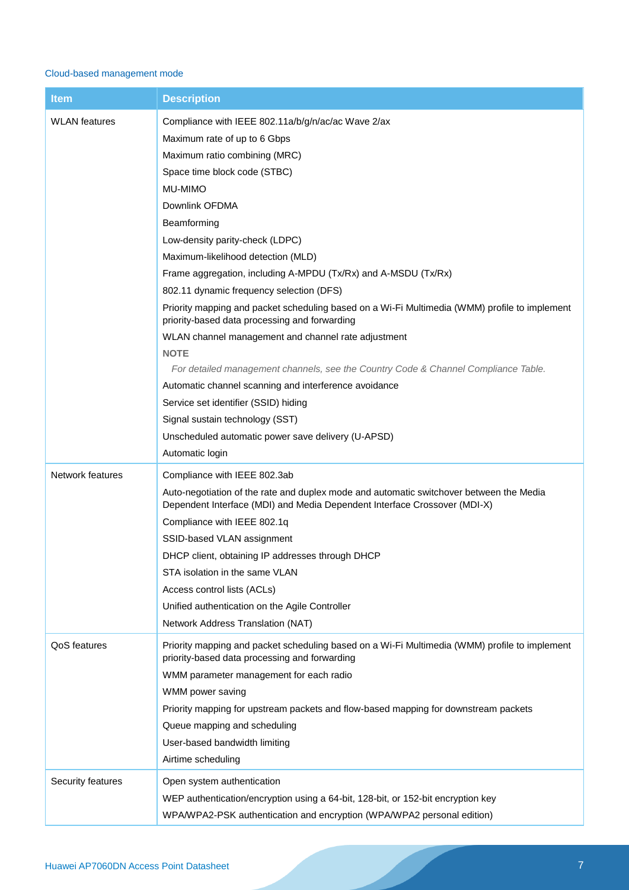Cloud-based management mode

| Item | Description |
| --- | --- |
| WLAN features | Compliance with IEEE 802.11a/b/g/n/ac/ac Wave 2/ax<br>Maximum rate of up to 6 Gbps<br>Maximum ratio combining (MRC)<br>Space time block code (STBC)<br>MU-MIMO<br>Downlink OFDMA<br>Beamforming<br>Low-density parity-check (LDPC)<br>Maximum-likelihood detection (MLD)<br>Frame aggregation, including A-MPDU (Tx/Rx) and A-MSDU (Tx/Rx)<br>802.11 dynamic frequency selection (DFS)<br>Priority mapping and packet scheduling based on a Wi-Fi Multimedia (WMM) profile to implement priority-based data processing and forwarding<br>WLAN channel management and channel rate adjustment<br>**NOTE**<br>*For detailed management channels, see the Country Code & Channel Compliance Table.*<br>Automatic channel scanning and interference avoidance<br>Service set identifier (SSID) hiding<br>Signal sustain technology (SST)<br>Unscheduled automatic power save delivery (U-APSD)<br>Automatic login |
| Network features | Compliance with IEEE 802.3ab<br>Auto-negotiation of the rate and duplex mode and automatic switchover between the Media Dependent Interface (MDI) and Media Dependent Interface Crossover (MDI-X)<br>Compliance with IEEE 802.1q<br>SSID-based VLAN assignment<br>DHCP client, obtaining IP addresses through DHCP<br>STA isolation in the same VLAN<br>Access control lists (ACLs)<br>Unified authentication on the Agile Controller<br>Network Address Translation (NAT) |
| QoS features | Priority mapping and packet scheduling based on a Wi-Fi Multimedia (WMM) profile to implement priority-based data processing and forwarding<br>WMM parameter management for each radio<br>WMM power saving<br>Priority mapping for upstream packets and flow-based mapping for downstream packets<br>Queue mapping and scheduling<br>User-based bandwidth limiting<br>Airtime scheduling |
| Security features | Open system authentication<br>WEP authentication/encryption using a 64-bit, 128-bit, or 152-bit encryption key<br>WPA/WPA2-PSK authentication and encryption (WPA/WPA2 personal edition) |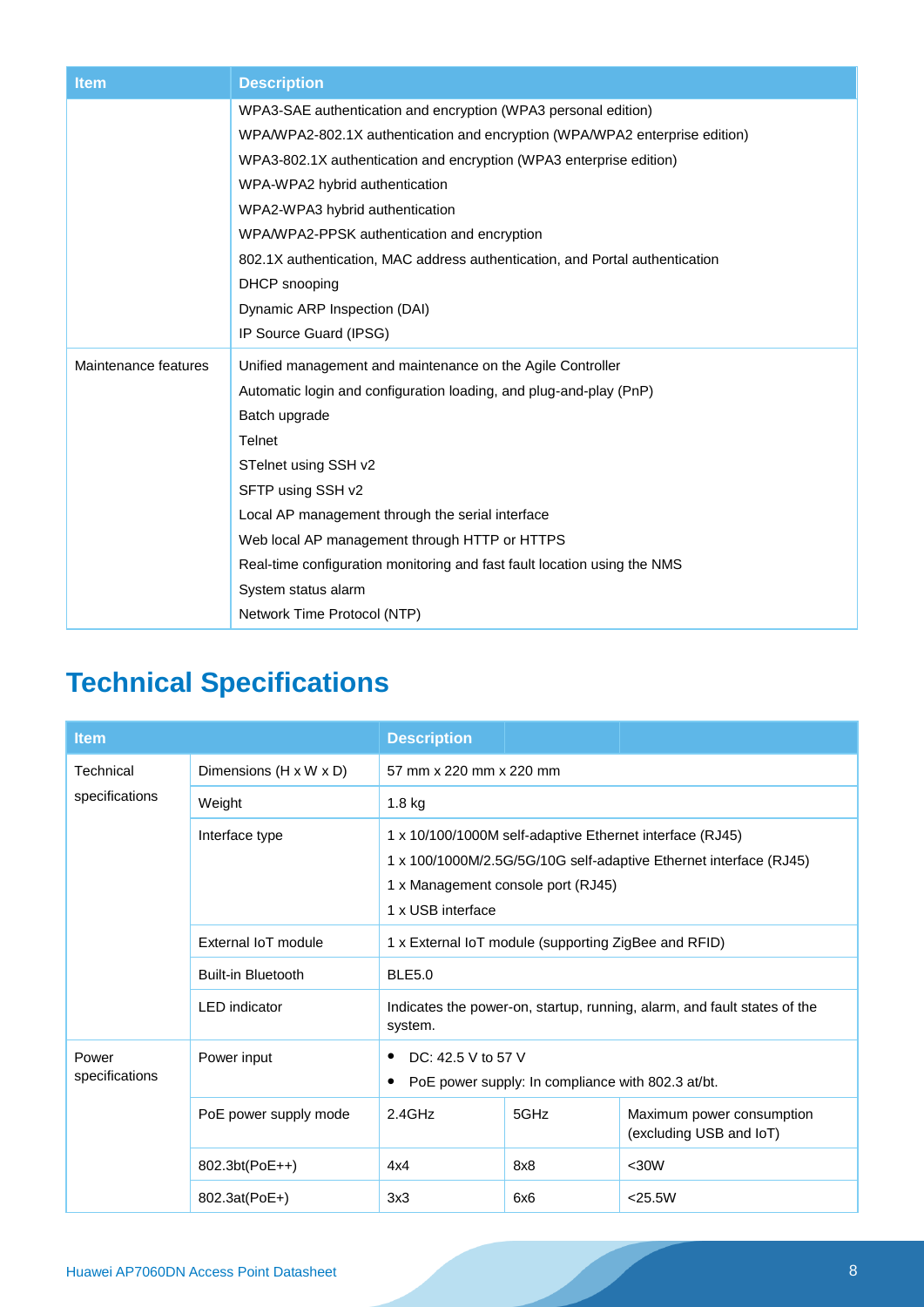| Item | Description |
| --- | --- |
| | WPA3-SAE authentication and encryption (WPA3 personal edition)<br>WPA/WPA2-802.1X authentication and encryption (WPA/WPA2 enterprise edition)<br>WPA3-802.1X authentication and encryption (WPA3 enterprise edition)<br>WPA-WPA2 hybrid authentication<br>WPA2-WPA3 hybrid authentication<br>WPA/WPA2-PPSK authentication and encryption<br>802.1X authentication, MAC address authentication, and Portal authentication<br>DHCP snooping<br>Dynamic ARP Inspection (DAI)<br>IP Source Guard (IPSG) |
| Maintenance features | Unified management and maintenance on the Agile Controller<br>Automatic login and configuration loading, and plug-and-play (PnP)<br>Batch upgrade<br>Telnet<br>STelnet using SSH v2<br>SFTP using SSH v2<br>Local AP management through the serial interface<br>Web local AP management through HTTP or HTTPS<br>Real-time configuration monitoring and fast fault location using the NMS<br>System status alarm<br>Network Time Protocol (NTP) |

# Technical Specifications

| Item | | Description | | |
| --- | --- | --- | --- | --- |
| Technical specifications | Dimensions (H x W x D) | 57 mm x 220 mm x 220 mm | | |
| | Weight | 1.8 kg | | |
| | Interface type | 1 x 10/100/1000M self-adaptive Ethernet interface (RJ45)<br>1 x 100/1000M/2.5G/5G/10G self-adaptive Ethernet interface (RJ45)<br>1 x Management console port (RJ45)<br>1 x USB interface | | |
| | External IoT module | 1 x External IoT module (supporting ZigBee and RFID) | | |
| | Built-in Bluetooth | BLE5.0 | | |
| | LED indicator | Indicates the power-on, startup, running, alarm, and fault states of the system. | | |
| Power specifications | Power input | • DC: 42.5 V to 57 V<br>• PoE power supply: In compliance with 802.3 at/bt. | | |
| | PoE power supply mode | 2.4GHz | 5GHz | Maximum power consumption (excluding USB and IoT) |
| | 802.3bt(PoE++) | 4x4 | 8x8 | <30W |
| | 802.3at(PoE+) | 3x3 | 6x6 | <25.5W |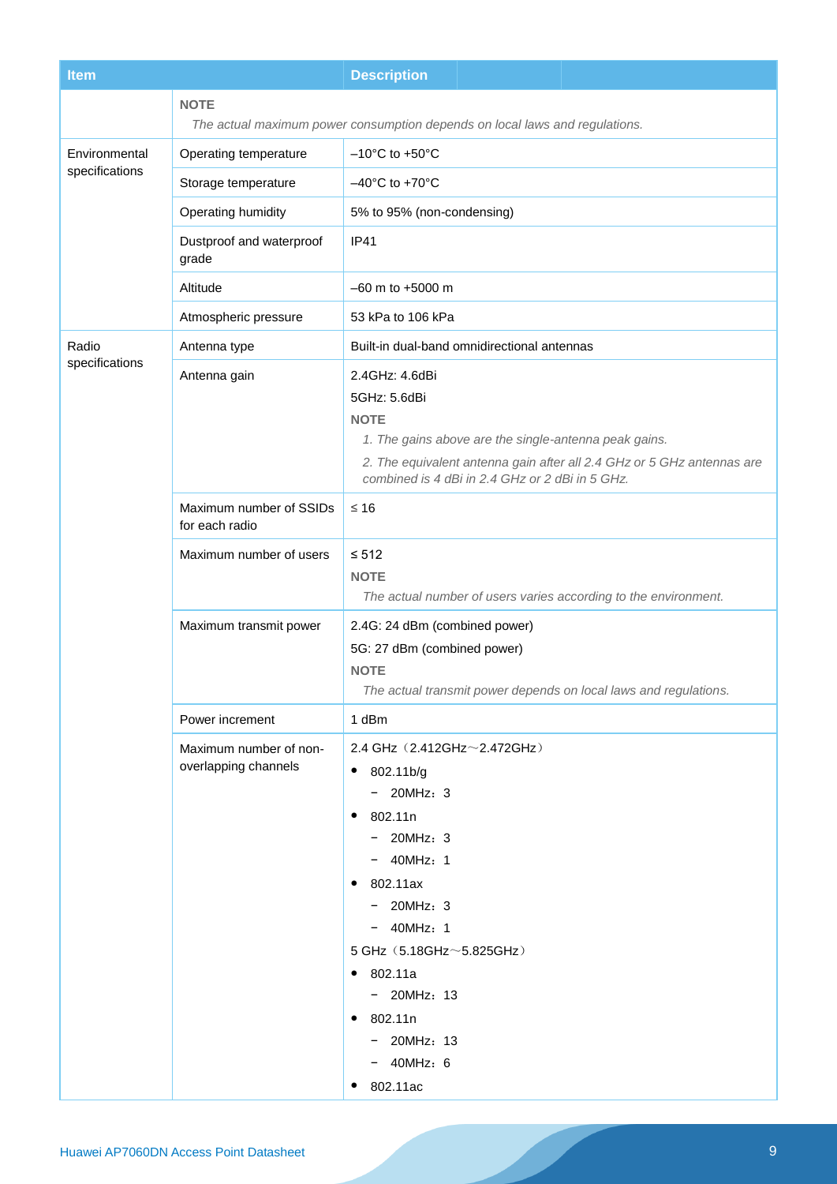| Item | | Description |
|---|---|---|
| | **NOTE**<br>*The actual maximum power consumption depends on local laws and regulations.* | |
| Environmental specifications | Operating temperature | –10°C to +50°C |
| | Storage temperature | –40°C to +70°C |
| | Operating humidity | 5% to 95% (non-condensing) |
| | Dustproof and waterproof grade | IP41 |
| | Altitude | –60 m to +5000 m |
| | Atmospheric pressure | 53 kPa to 106 kPa |
| Radio specifications | Antenna type | Built-in dual-band omnidirectional antennas |
| | Antenna gain | 2.4GHz: 4.6dBi<br>5GHz: 5.6dBi<br>**NOTE**<br>*1. The gains above are the single-antenna peak gains.*<br>*2. The equivalent antenna gain after all 2.4 GHz or 5 GHz antennas are combined is 4 dBi in 2.4 GHz or 2 dBi in 5 GHz.* |
| | Maximum number of SSIDs for each radio | ≤ 16 |
| | Maximum number of users | ≤ 512<br>**NOTE**<br>*The actual number of users varies according to the environment.* |
| | Maximum transmit power | 2.4G: 24 dBm (combined power)<br>5G: 27 dBm (combined power)<br>**NOTE**<br>*The actual transmit power depends on local laws and regulations.* |
| | Power increment | 1 dBm |
| | Maximum number of non-overlapping channels | 2.4 GHz（2.412GHz～2.472GHz）<br>• 802.11b/g<br>  – 20MHz：3<br>• 802.11n<br>  – 20MHz：3<br>  – 40MHz：1<br>• 802.11ax<br>  – 20MHz：3<br>  – 40MHz：1<br>5 GHz（5.18GHz～5.825GHz）<br>• 802.11a<br>  – 20MHz：13<br>• 802.11n<br>  – 20MHz：13<br>  – 40MHz：6<br>• 802.11ac |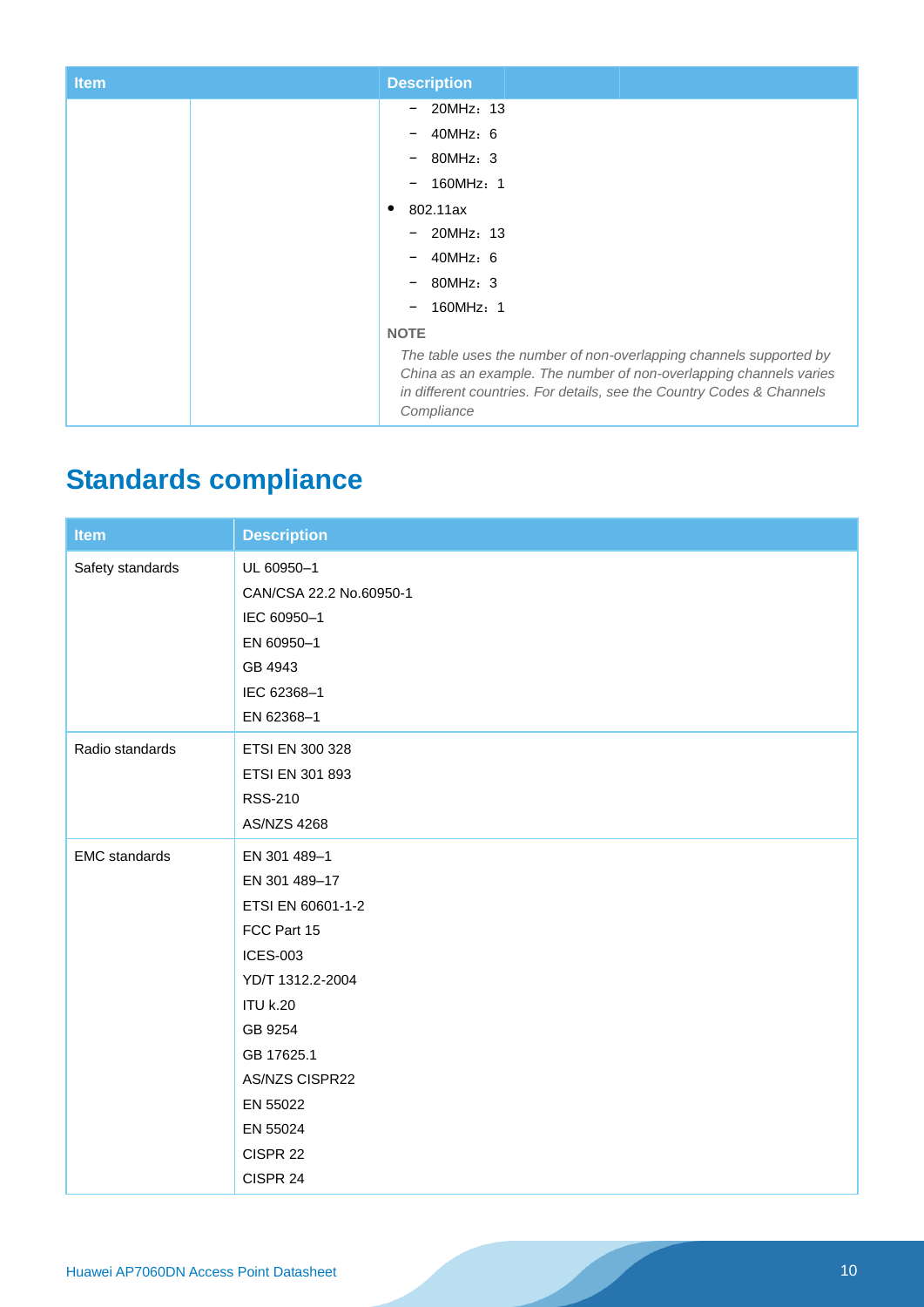| Item | | Description |
| --- | --- | --- |
| | | – 20MHz：13<br>– 40MHz：6<br>– 80MHz：3<br>– 160MHz：1<br>• 802.11ax<br>– 20MHz：13<br>– 40MHz：6<br>– 80MHz：3<br>– 160MHz：1<br>**NOTE**<br>*The table uses the number of non-overlapping channels supported by China as an example. The number of non-overlapping channels varies in different countries. For details, see the Country Codes & Channels Compliance* |

## Standards compliance

| Item | Description |
| --- | --- |
| Safety standards | UL 60950–1<br>CAN/CSA 22.2 No.60950-1<br>IEC 60950–1<br>EN 60950–1<br>GB 4943<br>IEC 62368–1<br>EN 62368–1 |
| Radio standards | ETSI EN 300 328<br>ETSI EN 301 893<br>RSS-210<br>AS/NZS 4268 |
| EMC standards | EN 301 489–1<br>EN 301 489–17<br>ETSI EN 60601-1-2<br>FCC Part 15<br>ICES-003<br>YD/T 1312.2-2004<br>ITU k.20<br>GB 9254<br>GB 17625.1<br>AS/NZS CISPR22<br>EN 55022<br>EN 55024<br>CISPR 22<br>CISPR 24 |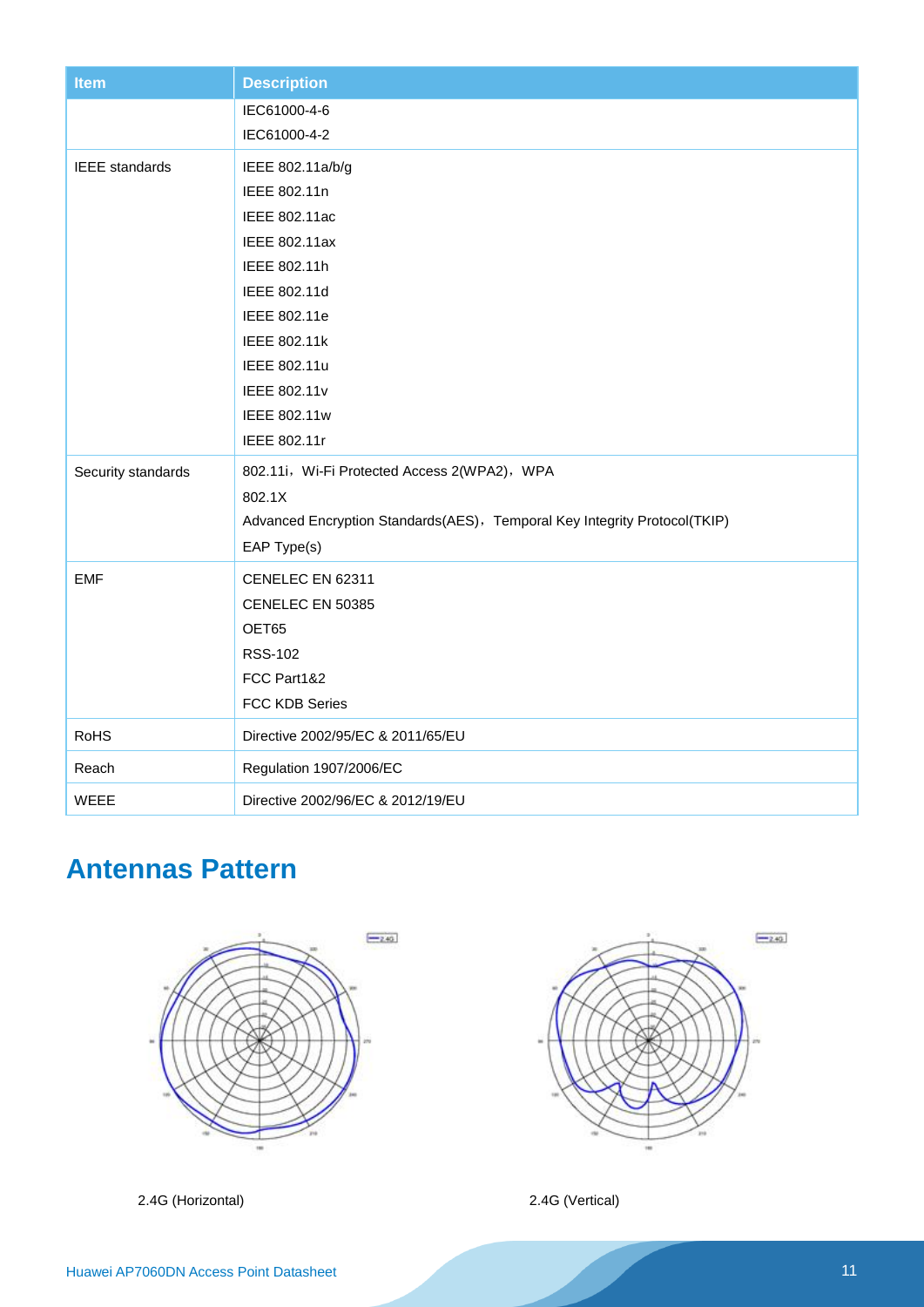| Item | Description |
| --- | --- |
| | IEC61000-4-6<br>IEC61000-4-2 |
| IEEE standards | IEEE 802.11a/b/g<br>IEEE 802.11n<br>IEEE 802.11ac<br>IEEE 802.11ax<br>IEEE 802.11h<br>IEEE 802.11d<br>IEEE 802.11e<br>IEEE 802.11k<br>IEEE 802.11u<br>IEEE 802.11v<br>IEEE 802.11w<br>IEEE 802.11r |
| Security standards | 802.11i，Wi-Fi Protected Access 2(WPA2)，WPA<br>802.1X<br>Advanced Encryption Standards(AES)，Temporal Key Integrity Protocol(TKIP)<br>EAP Type(s) |
| EMF | CENELEC EN 62311<br>CENELEC EN 50385<br>OET65<br>RSS-102<br>FCC Part1&2<br>FCC KDB Series |
| RoHS | Directive 2002/95/EC & 2011/65/EU |
| Reach | Regulation 1907/2006/EC |
| WEEE | Directive 2002/96/EC & 2012/19/EU |

## Antennas Pattern

2.4G (Horizontal)

2.4G (Vertical)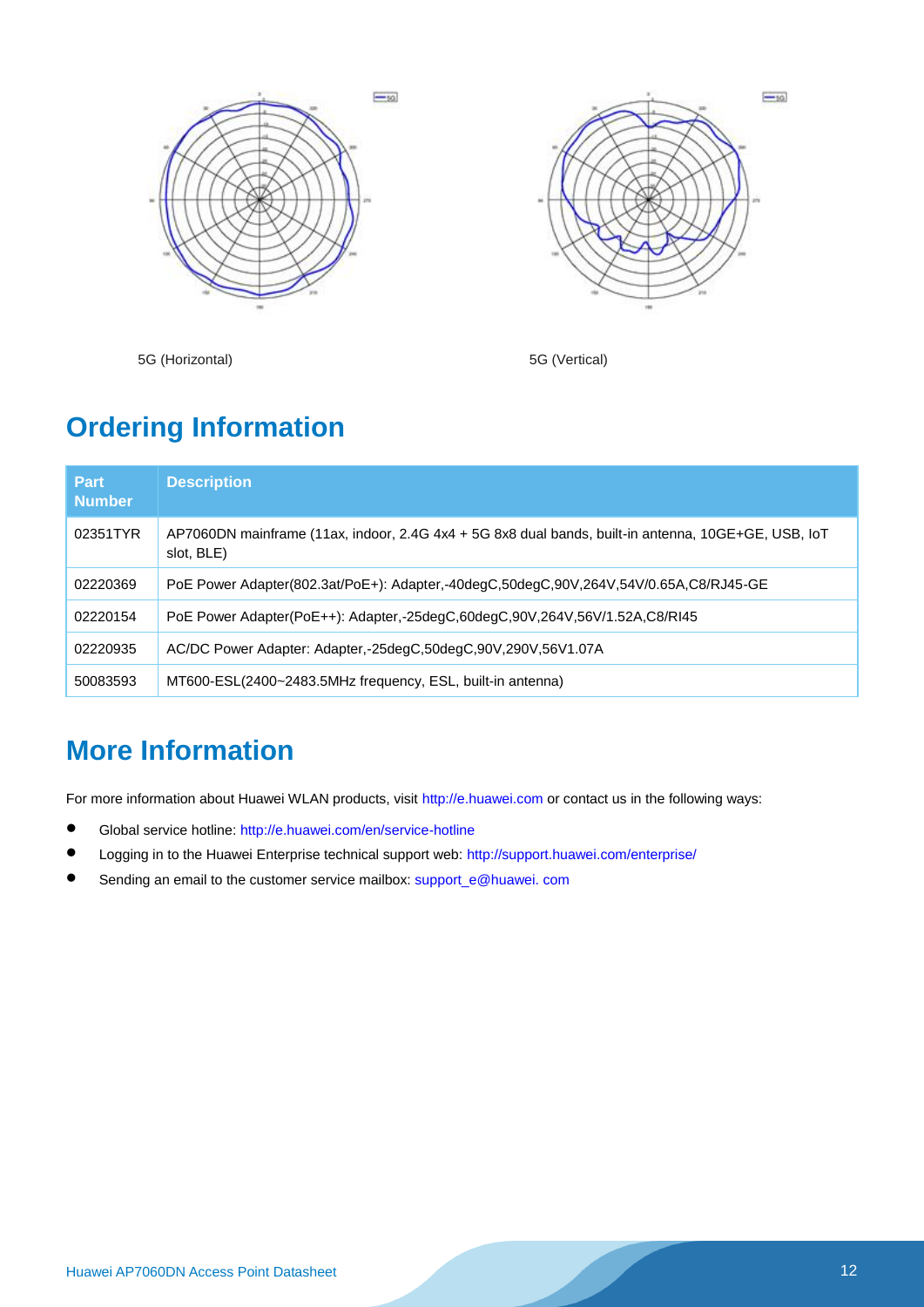5G (Horizontal)

5G (Vertical)

## Ordering Information

| Part Number | Description |
|---|---|
| 02351TYR | AP7060DN mainframe (11ax, indoor, 2.4G 4x4 + 5G 8x8 dual bands, built-in antenna, 10GE+GE, USB, IoT slot, BLE) |
| 02220369 | PoE Power Adapter(802.3at/PoE+): Adapter,-40degC,50degC,90V,264V,54V/0.65A,C8/RJ45-GE |
| 02220154 | PoE Power Adapter(PoE++): Adapter,-25degC,60degC,90V,264V,56V/1.52A,C8/RI45 |
| 02220935 | AC/DC Power Adapter: Adapter,-25degC,50degC,90V,290V,56V1.07A |
| 50083593 | MT600-ESL(2400~2483.5MHz frequency, ESL, built-in antenna) |

## More Information

For more information about Huawei WLAN products, visit http://e.huawei.com or contact us in the following ways:

- Global service hotline: http://e.huawei.com/en/service-hotline
- Logging in to the Huawei Enterprise technical support web: http://support.huawei.com/enterprise/
- Sending an email to the customer service mailbox: support_e@huawei. com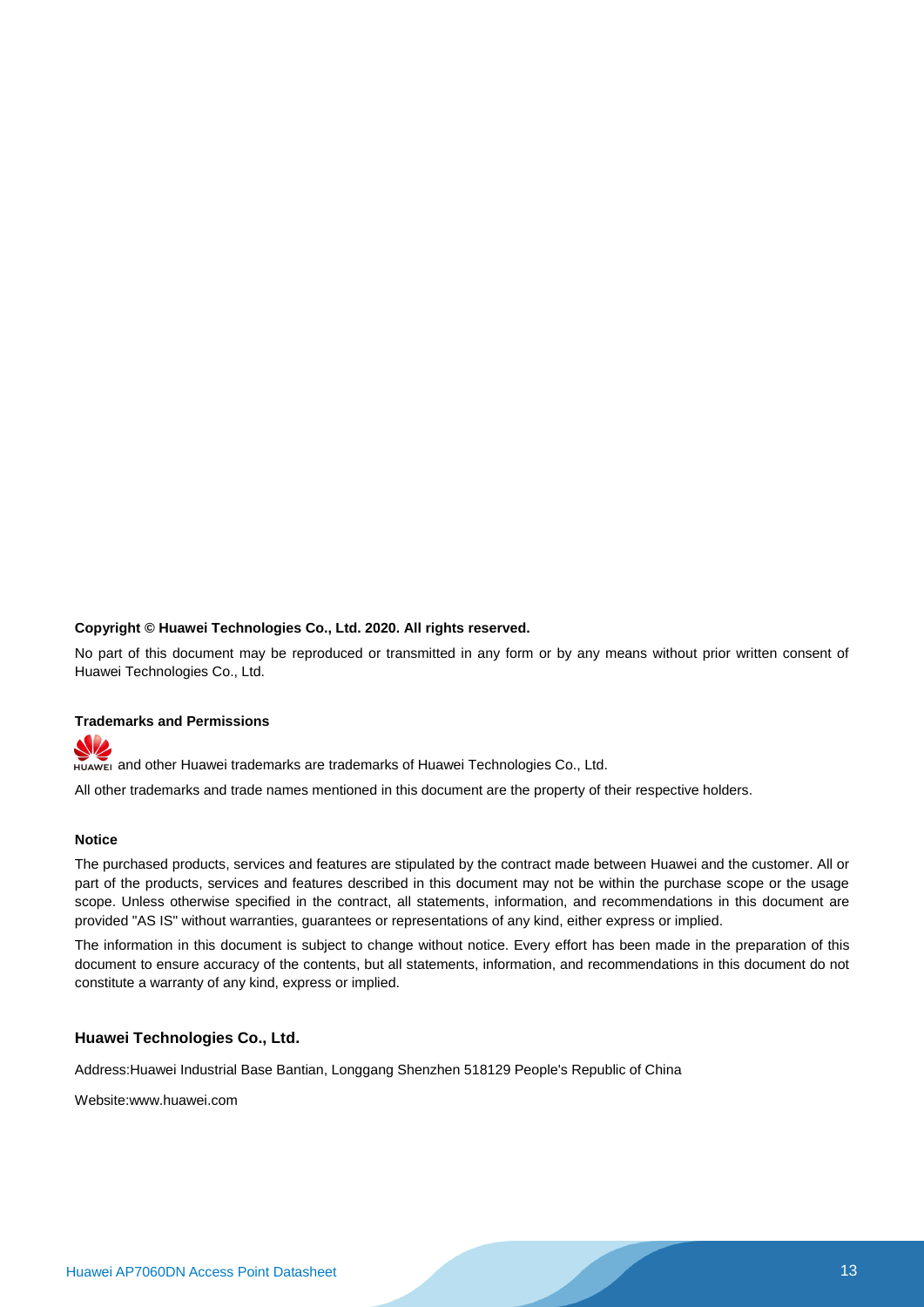**Copyright © Huawei Technologies Co., Ltd. 2020. All rights reserved.**

No part of this document may be reproduced or transmitted in any form or by any means without prior written consent of Huawei Technologies Co., Ltd.

**Trademarks and Permissions**

HUAWEI and other Huawei trademarks are trademarks of Huawei Technologies Co., Ltd.

All other trademarks and trade names mentioned in this document are the property of their respective holders.

**Notice**

The purchased products, services and features are stipulated by the contract made between Huawei and the customer. All or part of the products, services and features described in this document may not be within the purchase scope or the usage scope. Unless otherwise specified in the contract, all statements, information, and recommendations in this document are provided "AS IS" without warranties, guarantees or representations of any kind, either express or implied.

The information in this document is subject to change without notice. Every effort has been made in the preparation of this document to ensure accuracy of the contents, but all statements, information, and recommendations in this document do not constitute a warranty of any kind, express or implied.

**Huawei Technologies Co., Ltd.**

Address:Huawei Industrial Base Bantian, Longgang Shenzhen 518129 People's Republic of China

Website:www.huawei.com